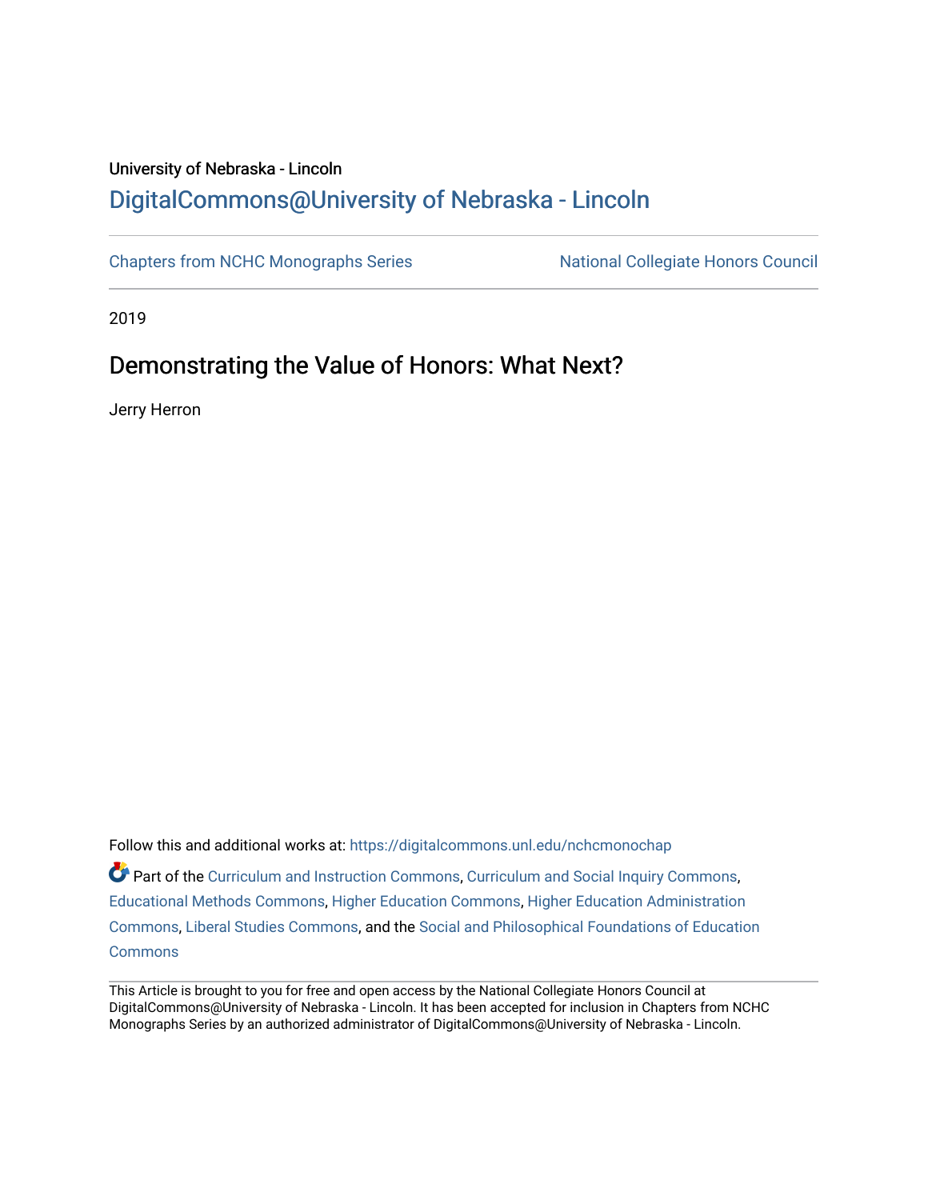University of Nebraska - Lincoln

## DigitalCommons@University of Nebraska - Lincoln

Chapters from NCHC Monographs Series

National Collegiate Honors Council

2019

# Demonstrating the Value of Honors: What Next?

Jerry Herron

Follow this and additional works at: https://digitalcommons.unl.edu/nchcmonochap

Part of the Curriculum and Instruction Commons, Curriculum and Social Inquiry Commons, Educational Methods Commons, Higher Education Commons, Higher Education Administration Commons, Liberal Studies Commons, and the Social and Philosophical Foundations of Education Commons

This Article is brought to you for free and open access by the National Collegiate Honors Council at DigitalCommons@University of Nebraska - Lincoln. It has been accepted for inclusion in Chapters from NCHC Monographs Series by an authorized administrator of DigitalCommons@University of Nebraska - Lincoln.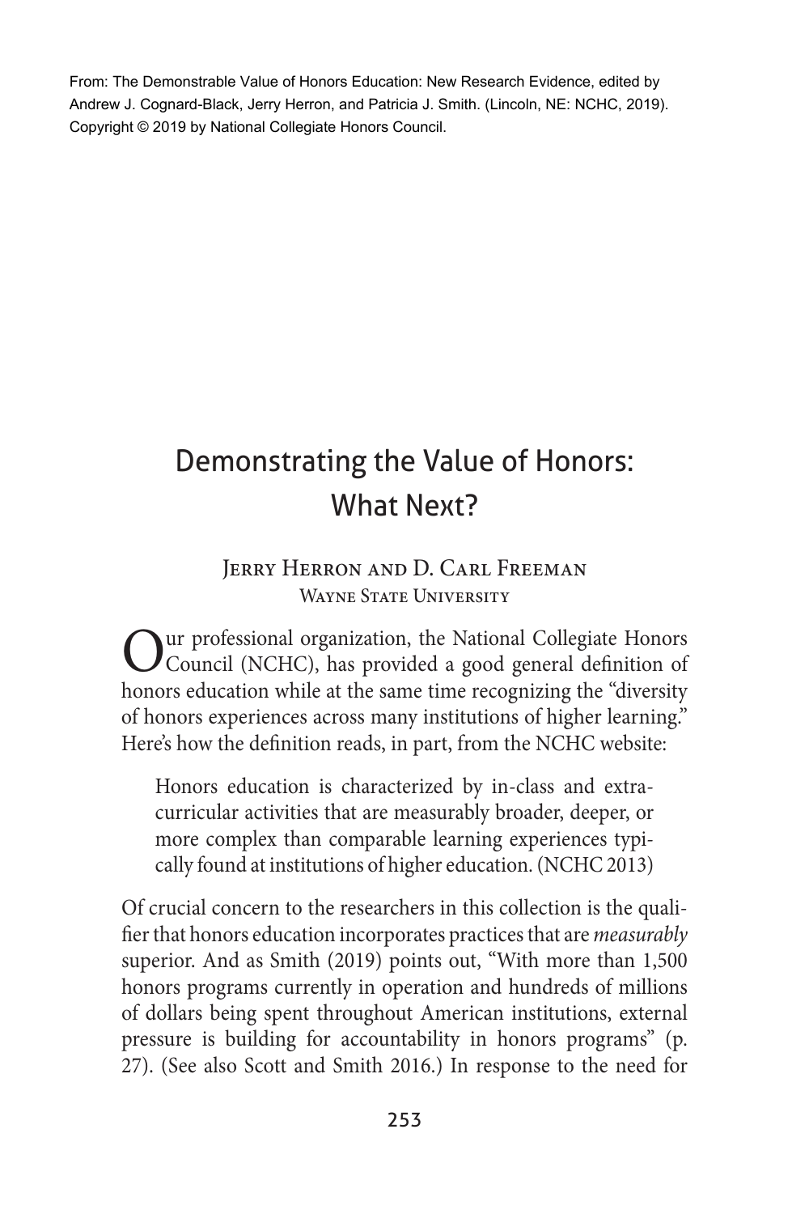From: The Demonstrable Value of Honors Education: New Research Evidence, edited by Andrew J. Cognard-Black, Jerry Herron, and Patricia J. Smith. (Lincoln, NE: NCHC, 2019). Copyright © 2019 by National Collegiate Honors Council.

# Demonstrating the Value of Honors: What Next?

Jerry Herron and D. Carl Freeman
Wayne State University

Our professional organization, the National Collegiate Honors Council (NCHC), has provided a good general definition of honors education while at the same time recognizing the "diversity of honors experiences across many institutions of higher learning." Here's how the definition reads, in part, from the NCHC website:

> Honors education is characterized by in-class and extracurricular activities that are measurably broader, deeper, or more complex than comparable learning experiences typically found at institutions of higher education. (NCHC 2013)

Of crucial concern to the researchers in this collection is the qualifier that honors education incorporates practices that are *measurably* superior. And as Smith (2019) points out, "With more than 1,500 honors programs currently in operation and hundreds of millions of dollars being spent throughout American institutions, external pressure is building for accountability in honors programs" (p. 27). (See also Scott and Smith 2016.) In response to the need for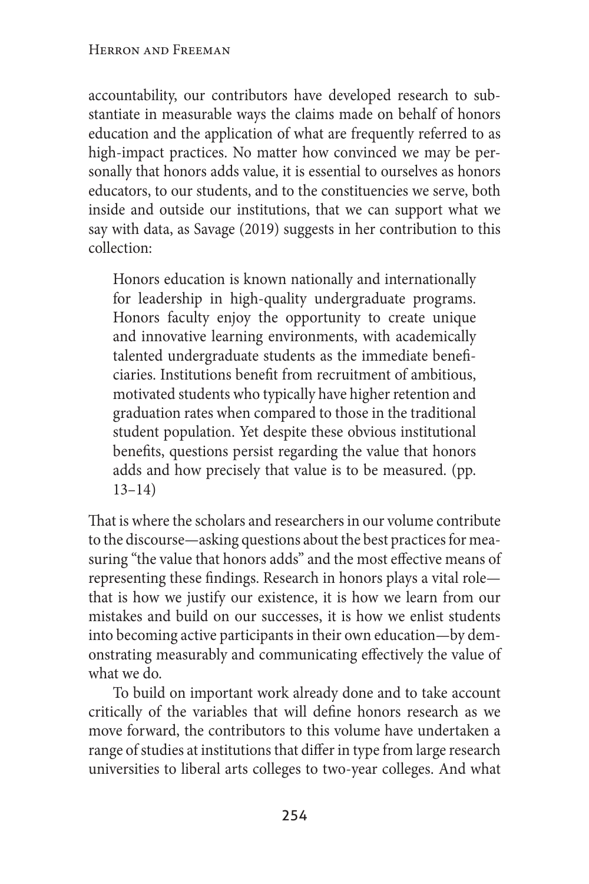accountability, our contributors have developed research to substantiate in measurable ways the claims made on behalf of honors education and the application of what are frequently referred to as high-impact practices. No matter how convinced we may be personally that honors adds value, it is essential to ourselves as honors educators, to our students, and to the constituencies we serve, both inside and outside our institutions, that we can support what we say with data, as Savage (2019) suggests in her contribution to this collection:

> Honors education is known nationally and internationally for leadership in high-quality undergraduate programs. Honors faculty enjoy the opportunity to create unique and innovative learning environments, with academically talented undergraduate students as the immediate beneficiaries. Institutions benefit from recruitment of ambitious, motivated students who typically have higher retention and graduation rates when compared to those in the traditional student population. Yet despite these obvious institutional benefits, questions persist regarding the value that honors adds and how precisely that value is to be measured. (pp. 13–14)

That is where the scholars and researchers in our volume contribute to the discourse—asking questions about the best practices for measuring "the value that honors adds" and the most effective means of representing these findings. Research in honors plays a vital role—that is how we justify our existence, it is how we learn from our mistakes and build on our successes, it is how we enlist students into becoming active participants in their own education—by demonstrating measurably and communicating effectively the value of what we do.

To build on important work already done and to take account critically of the variables that will define honors research as we move forward, the contributors to this volume have undertaken a range of studies at institutions that differ in type from large research universities to liberal arts colleges to two-year colleges. And what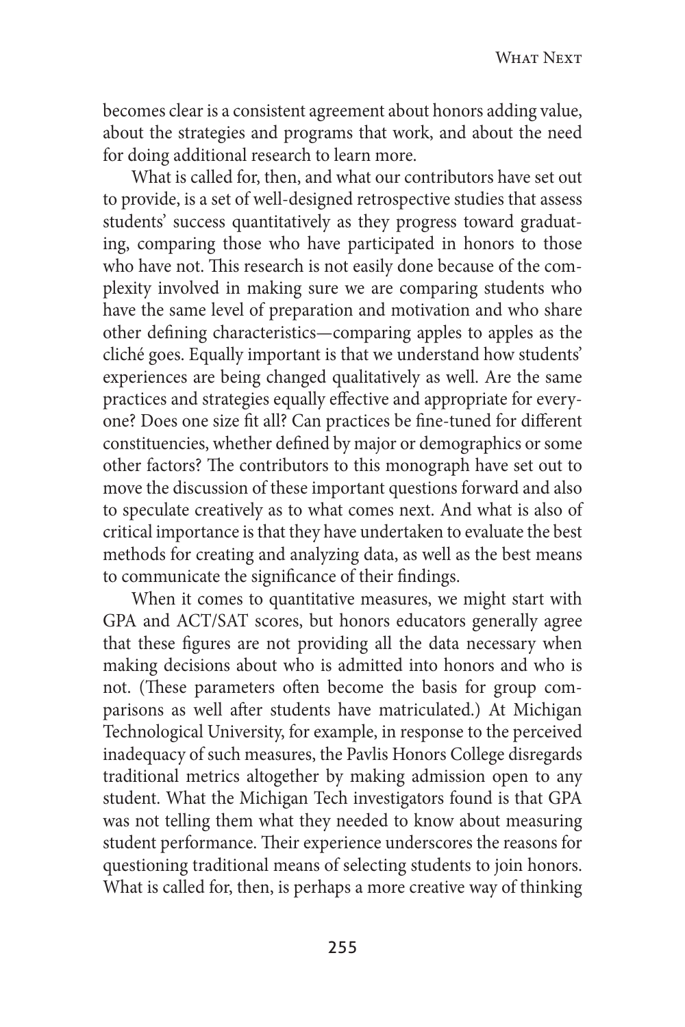becomes clear is a consistent agreement about honors adding value, about the strategies and programs that work, and about the need for doing additional research to learn more.

What is called for, then, and what our contributors have set out to provide, is a set of well-designed retrospective studies that assess students' success quantitatively as they progress toward graduating, comparing those who have participated in honors to those who have not. This research is not easily done because of the complexity involved in making sure we are comparing students who have the same level of preparation and motivation and who share other defining characteristics—comparing apples to apples as the cliché goes. Equally important is that we understand how students' experiences are being changed qualitatively as well. Are the same practices and strategies equally effective and appropriate for everyone? Does one size fit all? Can practices be fine-tuned for different constituencies, whether defined by major or demographics or some other factors? The contributors to this monograph have set out to move the discussion of these important questions forward and also to speculate creatively as to what comes next. And what is also of critical importance is that they have undertaken to evaluate the best methods for creating and analyzing data, as well as the best means to communicate the significance of their findings.

When it comes to quantitative measures, we might start with GPA and ACT/SAT scores, but honors educators generally agree that these figures are not providing all the data necessary when making decisions about who is admitted into honors and who is not. (These parameters often become the basis for group comparisons as well after students have matriculated.) At Michigan Technological University, for example, in response to the perceived inadequacy of such measures, the Pavlis Honors College disregards traditional metrics altogether by making admission open to any student. What the Michigan Tech investigators found is that GPA was not telling them what they needed to know about measuring student performance. Their experience underscores the reasons for questioning traditional means of selecting students to join honors. What is called for, then, is perhaps a more creative way of thinking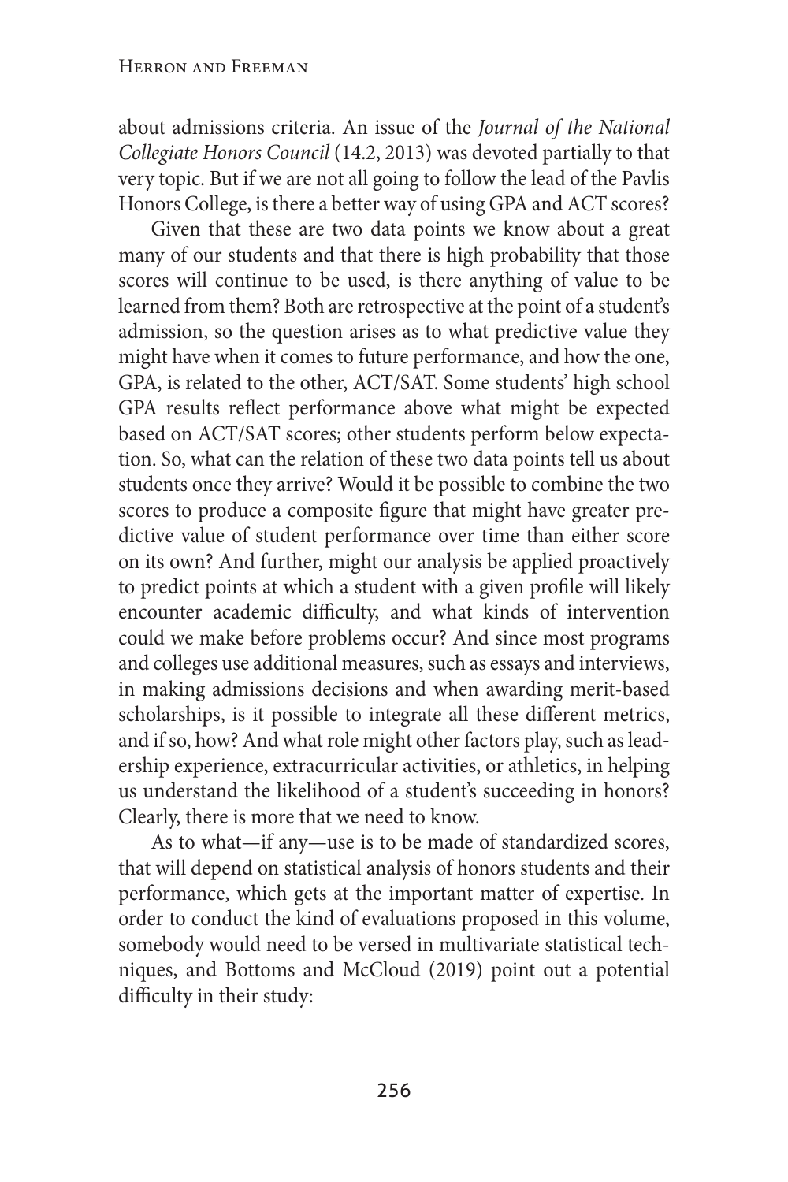about admissions criteria. An issue of the *Journal of the National Collegiate Honors Council* (14.2, 2013) was devoted partially to that very topic. But if we are not all going to follow the lead of the Pavlis Honors College, is there a better way of using GPA and ACT scores?

Given that these are two data points we know about a great many of our students and that there is high probability that those scores will continue to be used, is there anything of value to be learned from them? Both are retrospective at the point of a student's admission, so the question arises as to what predictive value they might have when it comes to future performance, and how the one, GPA, is related to the other, ACT/SAT. Some students' high school GPA results reflect performance above what might be expected based on ACT/SAT scores; other students perform below expectation. So, what can the relation of these two data points tell us about students once they arrive? Would it be possible to combine the two scores to produce a composite figure that might have greater predictive value of student performance over time than either score on its own? And further, might our analysis be applied proactively to predict points at which a student with a given profile will likely encounter academic difficulty, and what kinds of intervention could we make before problems occur? And since most programs and colleges use additional measures, such as essays and interviews, in making admissions decisions and when awarding merit-based scholarships, is it possible to integrate all these different metrics, and if so, how? And what role might other factors play, such as leadership experience, extracurricular activities, or athletics, in helping us understand the likelihood of a student's succeeding in honors? Clearly, there is more that we need to know.

As to what—if any—use is to be made of standardized scores, that will depend on statistical analysis of honors students and their performance, which gets at the important matter of expertise. In order to conduct the kind of evaluations proposed in this volume, somebody would need to be versed in multivariate statistical techniques, and Bottoms and McCloud (2019) point out a potential difficulty in their study: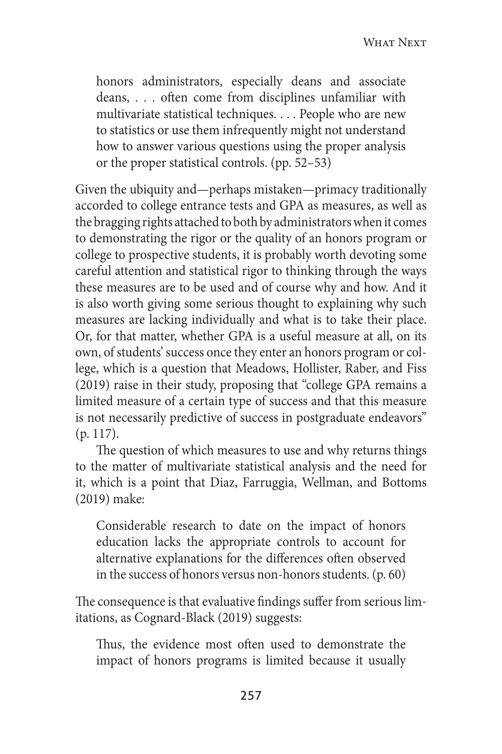> honors administrators, especially deans and associate deans, . . . often come from disciplines unfamiliar with multivariate statistical techniques. . . . People who are new to statistics or use them infrequently might not understand how to answer various questions using the proper analysis or the proper statistical controls. (pp. 52–53)

Given the ubiquity and—perhaps mistaken—primacy traditionally accorded to college entrance tests and GPA as measures, as well as the bragging rights attached to both by administrators when it comes to demonstrating the rigor or the quality of an honors program or college to prospective students, it is probably worth devoting some careful attention and statistical rigor to thinking through the ways these measures are to be used and of course why and how. And it is also worth giving some serious thought to explaining why such measures are lacking individually and what is to take their place. Or, for that matter, whether GPA is a useful measure at all, on its own, of students' success once they enter an honors program or college, which is a question that Meadows, Hollister, Raber, and Fiss (2019) raise in their study, proposing that "college GPA remains a limited measure of a certain type of success and that this measure is not necessarily predictive of success in postgraduate endeavors" (p. 117).

The question of which measures to use and why returns things to the matter of multivariate statistical analysis and the need for it, which is a point that Diaz, Farruggia, Wellman, and Bottoms (2019) make:

> Considerable research to date on the impact of honors education lacks the appropriate controls to account for alternative explanations for the differences often observed in the success of honors versus non-honors students. (p. 60)

The consequence is that evaluative findings suffer from serious limitations, as Cognard-Black (2019) suggests:

> Thus, the evidence most often used to demonstrate the impact of honors programs is limited because it usually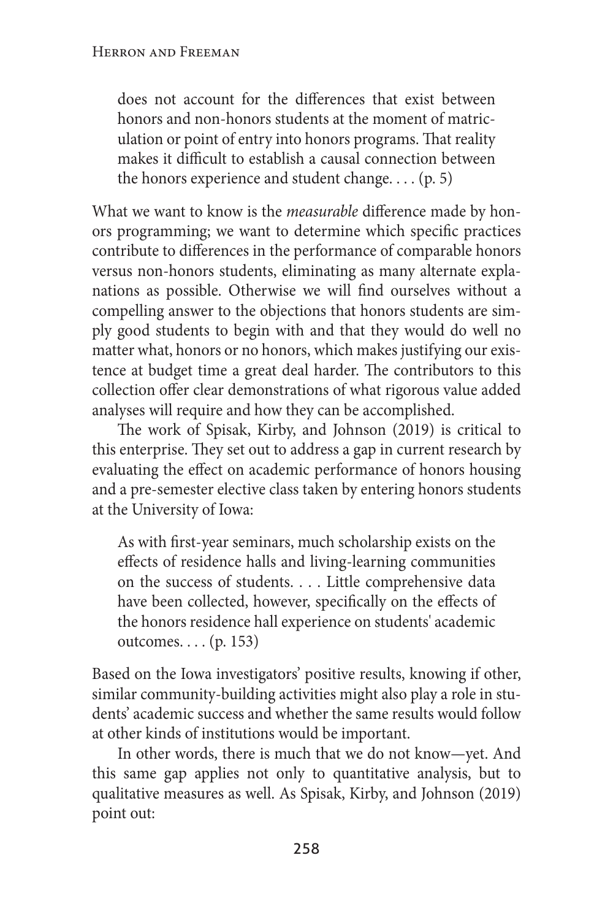> does not account for the differences that exist between honors and non-honors students at the moment of matriculation or point of entry into honors programs. That reality makes it difficult to establish a causal connection between the honors experience and student change. . . . (p. 5)

What we want to know is the *measurable* difference made by honors programming; we want to determine which specific practices contribute to differences in the performance of comparable honors versus non-honors students, eliminating as many alternate explanations as possible. Otherwise we will find ourselves without a compelling answer to the objections that honors students are simply good students to begin with and that they would do well no matter what, honors or no honors, which makes justifying our existence at budget time a great deal harder. The contributors to this collection offer clear demonstrations of what rigorous value added analyses will require and how they can be accomplished.

The work of Spisak, Kirby, and Johnson (2019) is critical to this enterprise. They set out to address a gap in current research by evaluating the effect on academic performance of honors housing and a pre-semester elective class taken by entering honors students at the University of Iowa:

> As with first-year seminars, much scholarship exists on the effects of residence halls and living-learning communities on the success of students. . . . Little comprehensive data have been collected, however, specifically on the effects of the honors residence hall experience on students' academic outcomes. . . . (p. 153)

Based on the Iowa investigators' positive results, knowing if other, similar community-building activities might also play a role in students' academic success and whether the same results would follow at other kinds of institutions would be important.

In other words, there is much that we do not know—yet. And this same gap applies not only to quantitative analysis, but to qualitative measures as well. As Spisak, Kirby, and Johnson (2019) point out: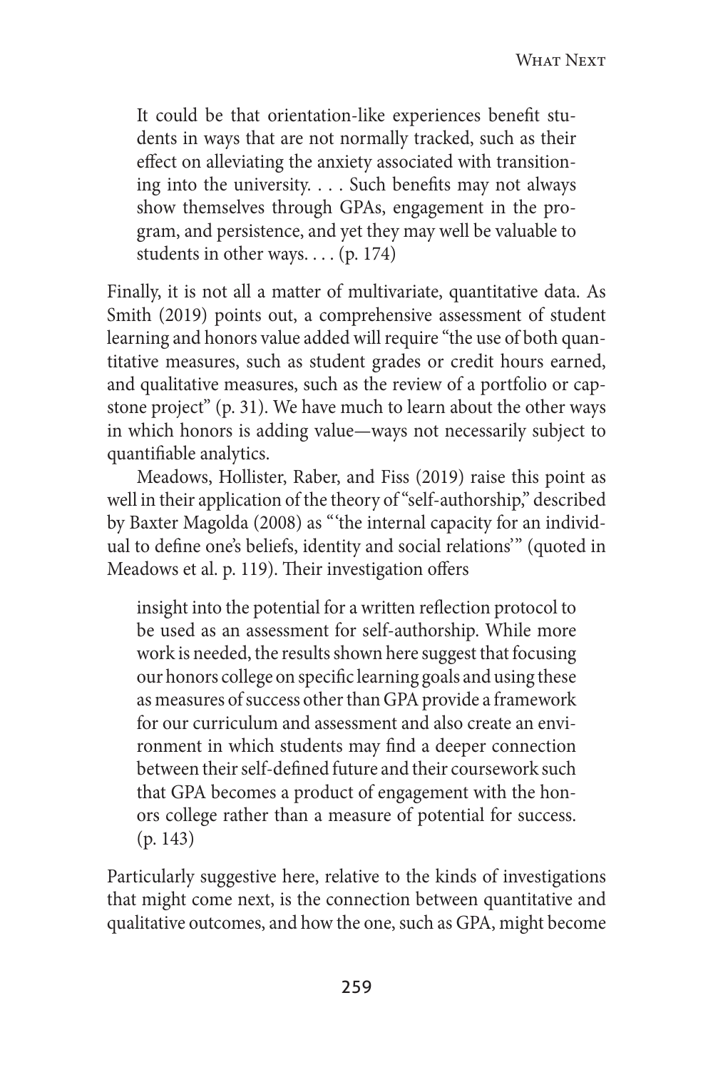> It could be that orientation-like experiences benefit students in ways that are not normally tracked, such as their effect on alleviating the anxiety associated with transitioning into the university. . . . Such benefits may not always show themselves through GPAs, engagement in the program, and persistence, and yet they may well be valuable to students in other ways. . . . (p. 174)

Finally, it is not all a matter of multivariate, quantitative data. As Smith (2019) points out, a comprehensive assessment of student learning and honors value added will require "the use of both quantitative measures, such as student grades or credit hours earned, and qualitative measures, such as the review of a portfolio or capstone project" (p. 31). We have much to learn about the other ways in which honors is adding value—ways not necessarily subject to quantifiable analytics.

Meadows, Hollister, Raber, and Fiss (2019) raise this point as well in their application of the theory of "self-authorship," described by Baxter Magolda (2008) as "'the internal capacity for an individual to define one's beliefs, identity and social relations'" (quoted in Meadows et al. p. 119). Their investigation offers

> insight into the potential for a written reflection protocol to be used as an assessment for self-authorship. While more work is needed, the results shown here suggest that focusing our honors college on specific learning goals and using these as measures of success other than GPA provide a framework for our curriculum and assessment and also create an environment in which students may find a deeper connection between their self-defined future and their coursework such that GPA becomes a product of engagement with the honors college rather than a measure of potential for success. (p. 143)

Particularly suggestive here, relative to the kinds of investigations that might come next, is the connection between quantitative and qualitative outcomes, and how the one, such as GPA, might become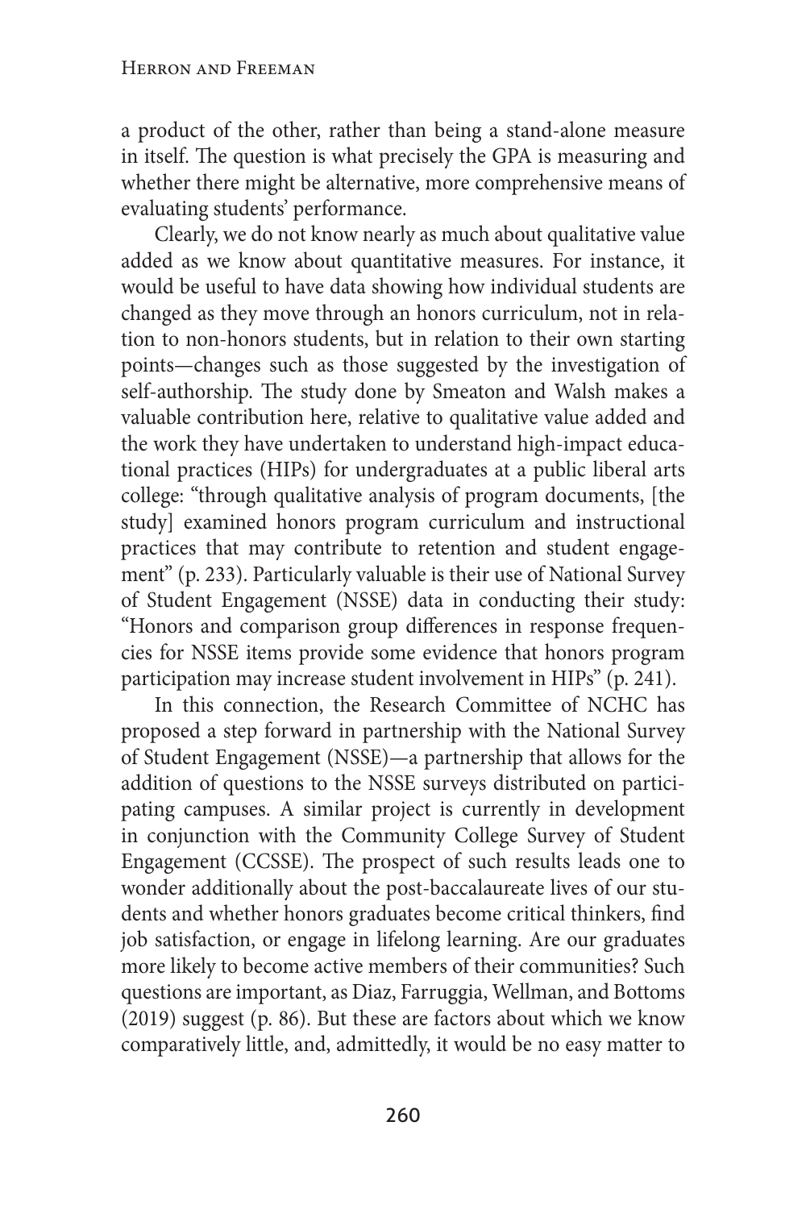a product of the other, rather than being a stand-alone measure in itself. The question is what precisely the GPA is measuring and whether there might be alternative, more comprehensive means of evaluating students' performance.

Clearly, we do not know nearly as much about qualitative value added as we know about quantitative measures. For instance, it would be useful to have data showing how individual students are changed as they move through an honors curriculum, not in relation to non-honors students, but in relation to their own starting points—changes such as those suggested by the investigation of self-authorship. The study done by Smeaton and Walsh makes a valuable contribution here, relative to qualitative value added and the work they have undertaken to understand high-impact educational practices (HIPs) for undergraduates at a public liberal arts college: "through qualitative analysis of program documents, [the study] examined honors program curriculum and instructional practices that may contribute to retention and student engagement" (p. 233). Particularly valuable is their use of National Survey of Student Engagement (NSSE) data in conducting their study: "Honors and comparison group differences in response frequencies for NSSE items provide some evidence that honors program participation may increase student involvement in HIPs" (p. 241).

In this connection, the Research Committee of NCHC has proposed a step forward in partnership with the National Survey of Student Engagement (NSSE)—a partnership that allows for the addition of questions to the NSSE surveys distributed on participating campuses. A similar project is currently in development in conjunction with the Community College Survey of Student Engagement (CCSSE). The prospect of such results leads one to wonder additionally about the post-baccalaureate lives of our students and whether honors graduates become critical thinkers, find job satisfaction, or engage in lifelong learning. Are our graduates more likely to become active members of their communities? Such questions are important, as Diaz, Farruggia, Wellman, and Bottoms (2019) suggest (p. 86). But these are factors about which we know comparatively little, and, admittedly, it would be no easy matter to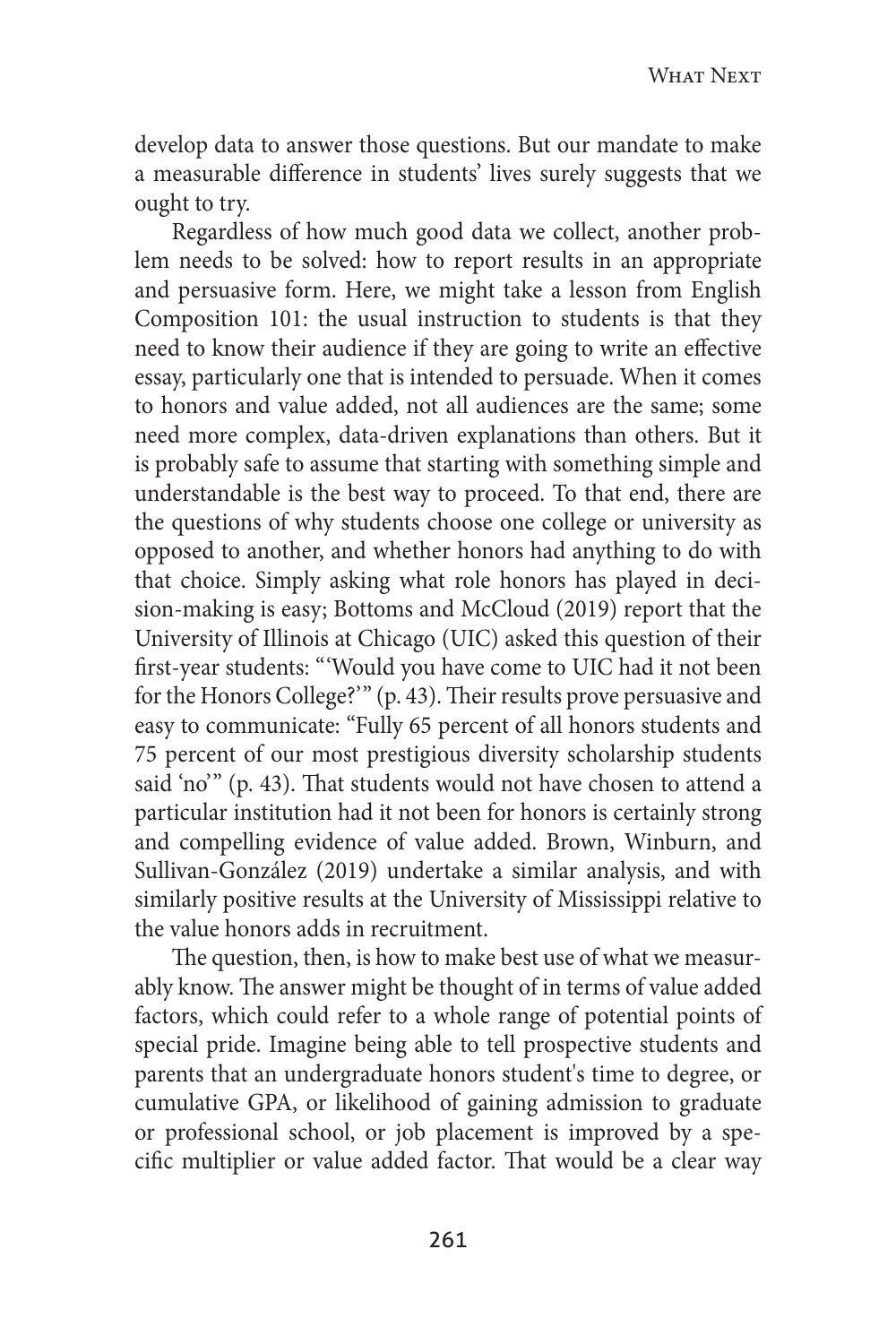develop data to answer those questions. But our mandate to make a measurable difference in students' lives surely suggests that we ought to try.

Regardless of how much good data we collect, another problem needs to be solved: how to report results in an appropriate and persuasive form. Here, we might take a lesson from English Composition 101: the usual instruction to students is that they need to know their audience if they are going to write an effective essay, particularly one that is intended to persuade. When it comes to honors and value added, not all audiences are the same; some need more complex, data-driven explanations than others. But it is probably safe to assume that starting with something simple and understandable is the best way to proceed. To that end, there are the questions of why students choose one college or university as opposed to another, and whether honors had anything to do with that choice. Simply asking what role honors has played in decision-making is easy; Bottoms and McCloud (2019) report that the University of Illinois at Chicago (UIC) asked this question of their first-year students: "'Would you have come to UIC had it not been for the Honors College?'" (p. 43). Their results prove persuasive and easy to communicate: "Fully 65 percent of all honors students and 75 percent of our most prestigious diversity scholarship students said 'no'" (p. 43). That students would not have chosen to attend a particular institution had it not been for honors is certainly strong and compelling evidence of value added. Brown, Winburn, and Sullivan-González (2019) undertake a similar analysis, and with similarly positive results at the University of Mississippi relative to the value honors adds in recruitment.

The question, then, is how to make best use of what we measurably know. The answer might be thought of in terms of value added factors, which could refer to a whole range of potential points of special pride. Imagine being able to tell prospective students and parents that an undergraduate honors student's time to degree, or cumulative GPA, or likelihood of gaining admission to graduate or professional school, or job placement is improved by a specific multiplier or value added factor. That would be a clear way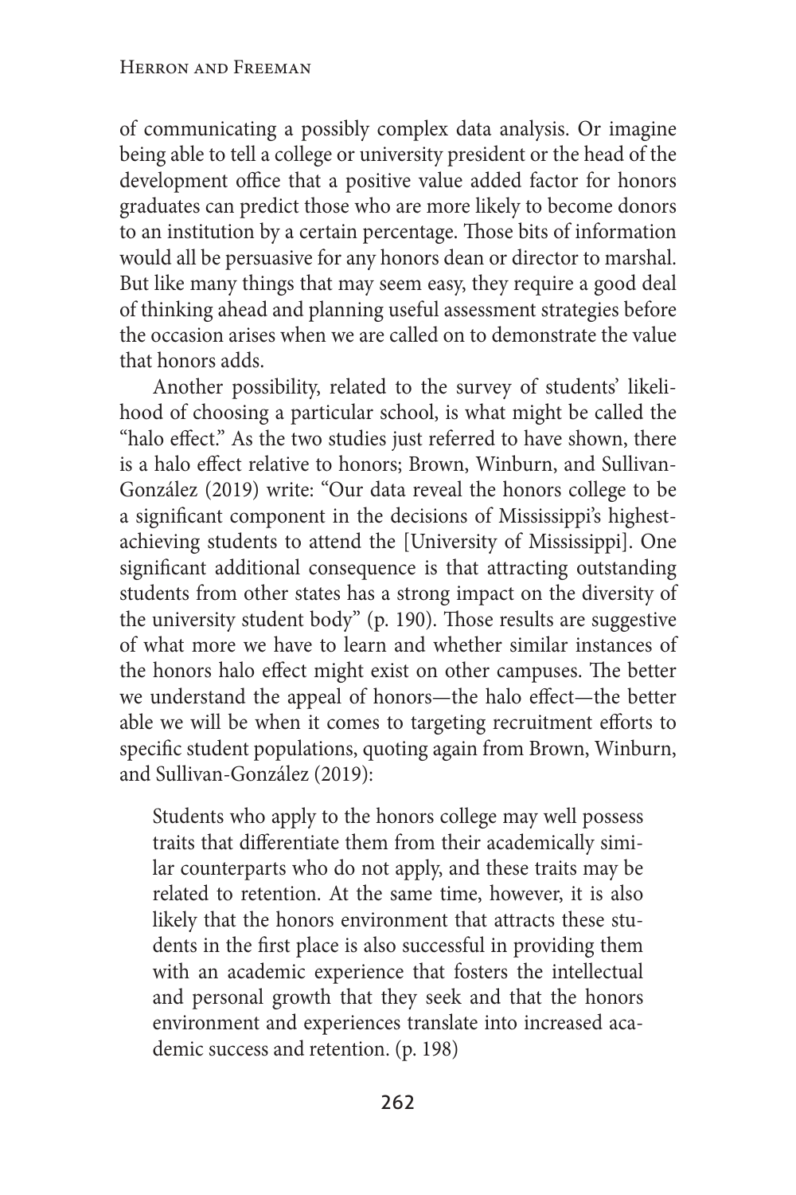of communicating a possibly complex data analysis. Or imagine being able to tell a college or university president or the head of the development office that a positive value added factor for honors graduates can predict those who are more likely to become donors to an institution by a certain percentage. Those bits of information would all be persuasive for any honors dean or director to marshal. But like many things that may seem easy, they require a good deal of thinking ahead and planning useful assessment strategies before the occasion arises when we are called on to demonstrate the value that honors adds.

Another possibility, related to the survey of students' likelihood of choosing a particular school, is what might be called the "halo effect." As the two studies just referred to have shown, there is a halo effect relative to honors; Brown, Winburn, and Sullivan-González (2019) write: "Our data reveal the honors college to be a significant component in the decisions of Mississippi's highest-achieving students to attend the [University of Mississippi]. One significant additional consequence is that attracting outstanding students from other states has a strong impact on the diversity of the university student body" (p. 190). Those results are suggestive of what more we have to learn and whether similar instances of the honors halo effect might exist on other campuses. The better we understand the appeal of honors—the halo effect—the better able we will be when it comes to targeting recruitment efforts to specific student populations, quoting again from Brown, Winburn, and Sullivan-González (2019):

> Students who apply to the honors college may well possess traits that differentiate them from their academically similar counterparts who do not apply, and these traits may be related to retention. At the same time, however, it is also likely that the honors environment that attracts these students in the first place is also successful in providing them with an academic experience that fosters the intellectual and personal growth that they seek and that the honors environment and experiences translate into increased academic success and retention. (p. 198)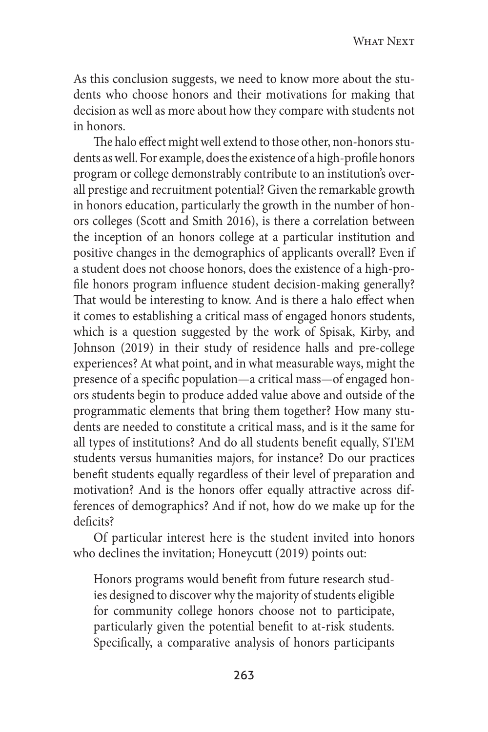As this conclusion suggests, we need to know more about the students who choose honors and their motivations for making that decision as well as more about how they compare with students not in honors.

The halo effect might well extend to those other, non-honors students as well. For example, does the existence of a high-profile honors program or college demonstrably contribute to an institution's overall prestige and recruitment potential? Given the remarkable growth in honors education, particularly the growth in the number of honors colleges (Scott and Smith 2016), is there a correlation between the inception of an honors college at a particular institution and positive changes in the demographics of applicants overall? Even if a student does not choose honors, does the existence of a high-profile honors program influence student decision-making generally? That would be interesting to know. And is there a halo effect when it comes to establishing a critical mass of engaged honors students, which is a question suggested by the work of Spisak, Kirby, and Johnson (2019) in their study of residence halls and pre-college experiences? At what point, and in what measurable ways, might the presence of a specific population—a critical mass—of engaged honors students begin to produce added value above and outside of the programmatic elements that bring them together? How many students are needed to constitute a critical mass, and is it the same for all types of institutions? And do all students benefit equally, STEM students versus humanities majors, for instance? Do our practices benefit students equally regardless of their level of preparation and motivation? And is the honors offer equally attractive across differences of demographics? And if not, how do we make up for the deficits?

Of particular interest here is the student invited into honors who declines the invitation; Honeycutt (2019) points out:

> Honors programs would benefit from future research studies designed to discover why the majority of students eligible for community college honors choose not to participate, particularly given the potential benefit to at-risk students. Specifically, a comparative analysis of honors participants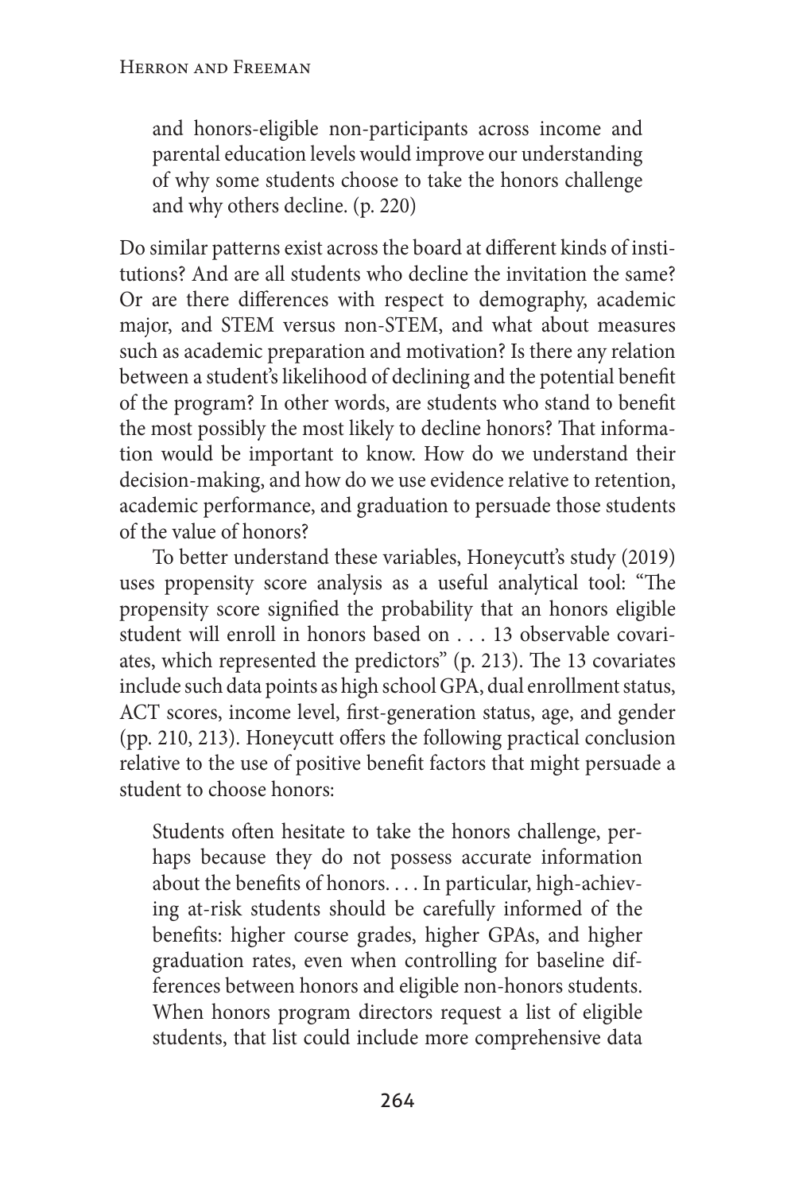> and honors-eligible non-participants across income and parental education levels would improve our understanding of why some students choose to take the honors challenge and why others decline. (p. 220)

Do similar patterns exist across the board at different kinds of institutions? And are all students who decline the invitation the same? Or are there differences with respect to demography, academic major, and STEM versus non-STEM, and what about measures such as academic preparation and motivation? Is there any relation between a student's likelihood of declining and the potential benefit of the program? In other words, are students who stand to benefit the most possibly the most likely to decline honors? That information would be important to know. How do we understand their decision-making, and how do we use evidence relative to retention, academic performance, and graduation to persuade those students of the value of honors?

To better understand these variables, Honeycutt's study (2019) uses propensity score analysis as a useful analytical tool: "The propensity score signified the probability that an honors eligible student will enroll in honors based on . . . 13 observable covariates, which represented the predictors" (p. 213). The 13 covariates include such data points as high school GPA, dual enrollment status, ACT scores, income level, first-generation status, age, and gender (pp. 210, 213). Honeycutt offers the following practical conclusion relative to the use of positive benefit factors that might persuade a student to choose honors:

> Students often hesitate to take the honors challenge, perhaps because they do not possess accurate information about the benefits of honors. . . . In particular, high-achieving at-risk students should be carefully informed of the benefits: higher course grades, higher GPAs, and higher graduation rates, even when controlling for baseline differences between honors and eligible non-honors students. When honors program directors request a list of eligible students, that list could include more comprehensive data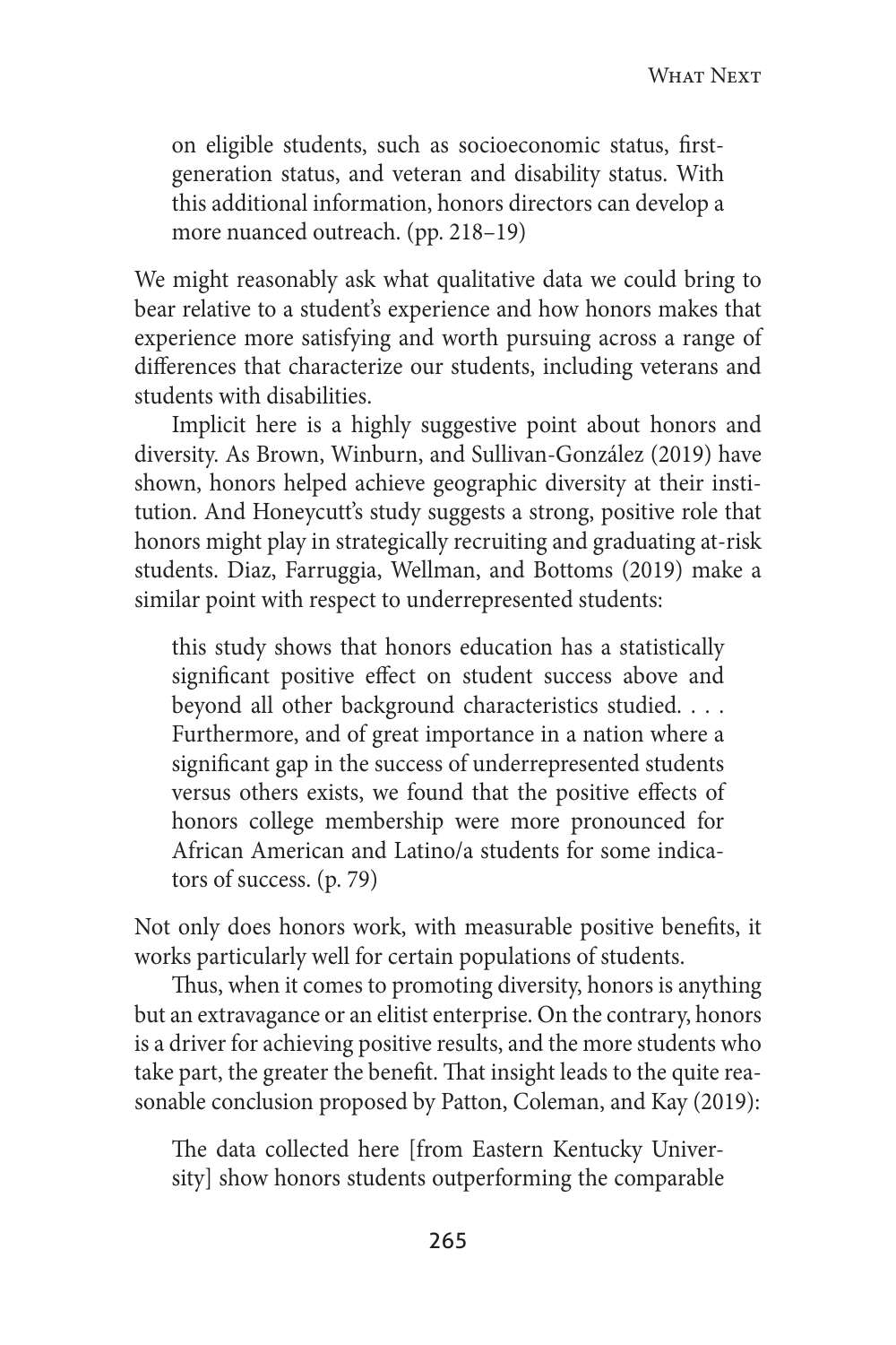> on eligible students, such as socioeconomic status, first-generation status, and veteran and disability status. With this additional information, honors directors can develop a more nuanced outreach. (pp. 218–19)

We might reasonably ask what qualitative data we could bring to bear relative to a student's experience and how honors makes that experience more satisfying and worth pursuing across a range of differences that characterize our students, including veterans and students with disabilities.

Implicit here is a highly suggestive point about honors and diversity. As Brown, Winburn, and Sullivan-González (2019) have shown, honors helped achieve geographic diversity at their institution. And Honeycutt's study suggests a strong, positive role that honors might play in strategically recruiting and graduating at-risk students. Diaz, Farruggia, Wellman, and Bottoms (2019) make a similar point with respect to underrepresented students:

> this study shows that honors education has a statistically significant positive effect on student success above and beyond all other background characteristics studied. . . . Furthermore, and of great importance in a nation where a significant gap in the success of underrepresented students versus others exists, we found that the positive effects of honors college membership were more pronounced for African American and Latino/a students for some indicators of success. (p. 79)

Not only does honors work, with measurable positive benefits, it works particularly well for certain populations of students.

Thus, when it comes to promoting diversity, honors is anything but an extravagance or an elitist enterprise. On the contrary, honors is a driver for achieving positive results, and the more students who take part, the greater the benefit. That insight leads to the quite reasonable conclusion proposed by Patton, Coleman, and Kay (2019):

> The data collected here [from Eastern Kentucky University] show honors students outperforming the comparable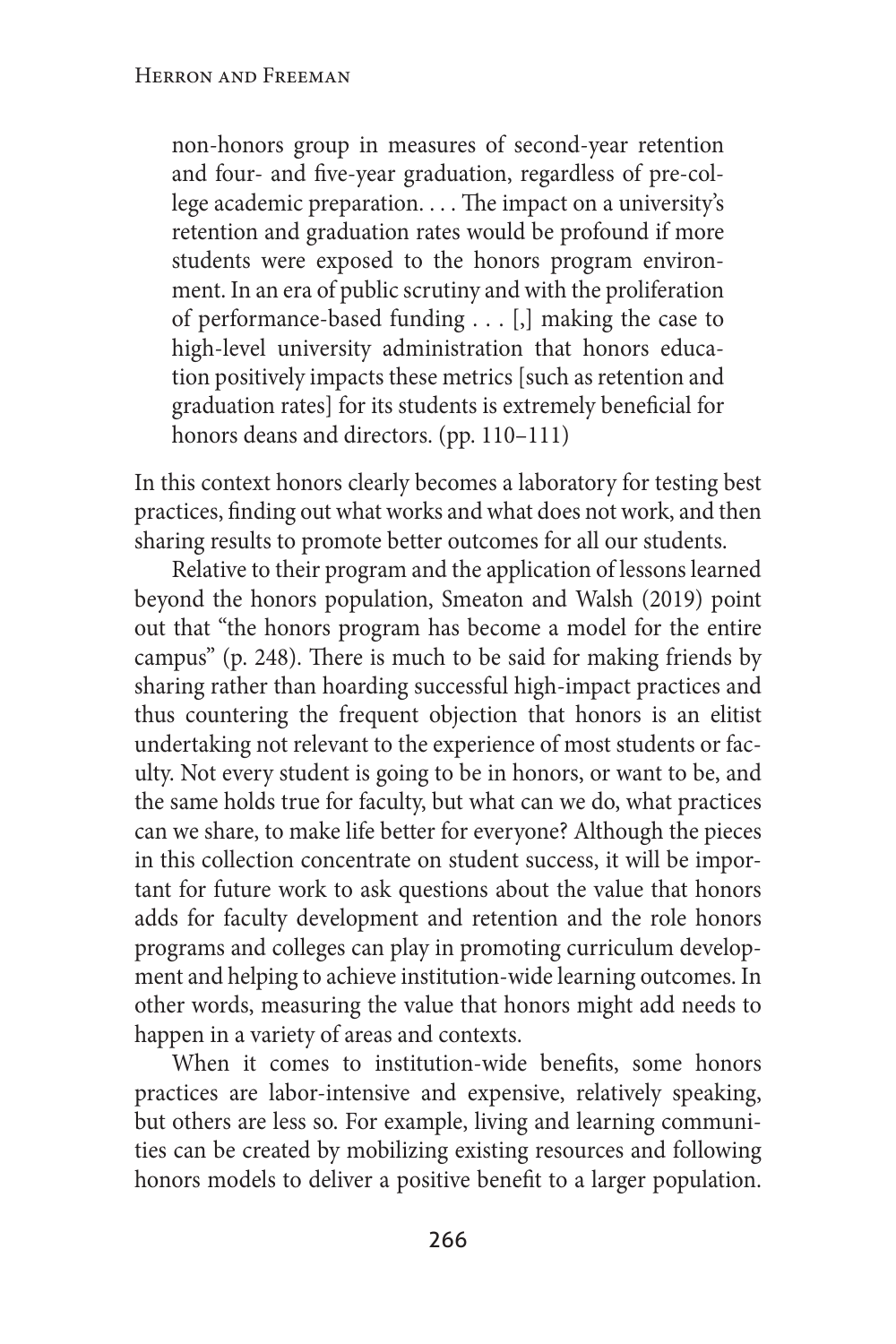> non-honors group in measures of second-year retention and four- and five-year graduation, regardless of pre-college academic preparation. . . . The impact on a university's retention and graduation rates would be profound if more students were exposed to the honors program environment. In an era of public scrutiny and with the proliferation of performance-based funding . . . [,] making the case to high-level university administration that honors education positively impacts these metrics [such as retention and graduation rates] for its students is extremely beneficial for honors deans and directors. (pp. 110–111)

In this context honors clearly becomes a laboratory for testing best practices, finding out what works and what does not work, and then sharing results to promote better outcomes for all our students.

Relative to their program and the application of lessons learned beyond the honors population, Smeaton and Walsh (2019) point out that "the honors program has become a model for the entire campus" (p. 248). There is much to be said for making friends by sharing rather than hoarding successful high-impact practices and thus countering the frequent objection that honors is an elitist undertaking not relevant to the experience of most students or faculty. Not every student is going to be in honors, or want to be, and the same holds true for faculty, but what can we do, what practices can we share, to make life better for everyone? Although the pieces in this collection concentrate on student success, it will be important for future work to ask questions about the value that honors adds for faculty development and retention and the role honors programs and colleges can play in promoting curriculum development and helping to achieve institution-wide learning outcomes. In other words, measuring the value that honors might add needs to happen in a variety of areas and contexts.

When it comes to institution-wide benefits, some honors practices are labor-intensive and expensive, relatively speaking, but others are less so. For example, living and learning communities can be created by mobilizing existing resources and following honors models to deliver a positive benefit to a larger population.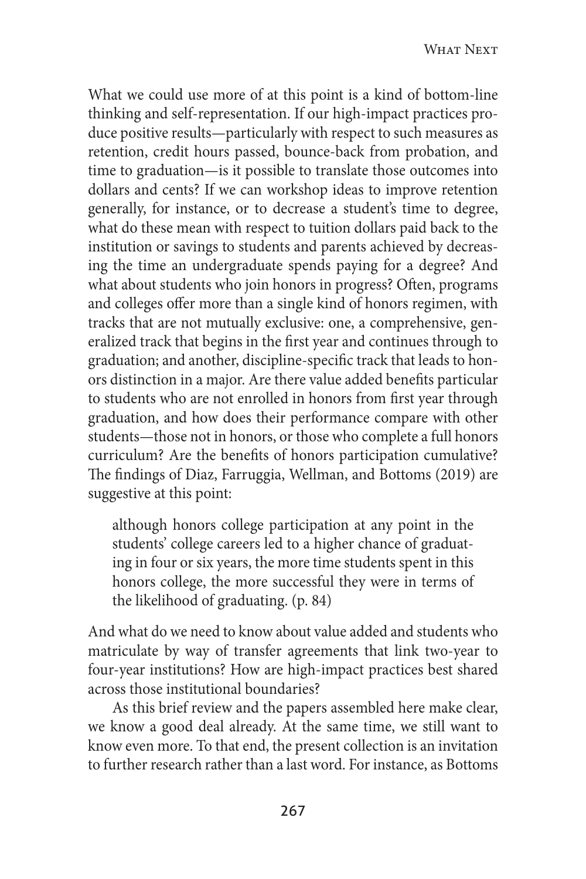What we could use more of at this point is a kind of bottom-line thinking and self-representation. If our high-impact practices produce positive results—particularly with respect to such measures as retention, credit hours passed, bounce-back from probation, and time to graduation—is it possible to translate those outcomes into dollars and cents? If we can workshop ideas to improve retention generally, for instance, or to decrease a student's time to degree, what do these mean with respect to tuition dollars paid back to the institution or savings to students and parents achieved by decreasing the time an undergraduate spends paying for a degree? And what about students who join honors in progress? Often, programs and colleges offer more than a single kind of honors regimen, with tracks that are not mutually exclusive: one, a comprehensive, generalized track that begins in the first year and continues through to graduation; and another, discipline-specific track that leads to honors distinction in a major. Are there value added benefits particular to students who are not enrolled in honors from first year through graduation, and how does their performance compare with other students—those not in honors, or those who complete a full honors curriculum? Are the benefits of honors participation cumulative? The findings of Diaz, Farruggia, Wellman, and Bottoms (2019) are suggestive at this point:

> although honors college participation at any point in the students' college careers led to a higher chance of graduating in four or six years, the more time students spent in this honors college, the more successful they were in terms of the likelihood of graduating. (p. 84)

And what do we need to know about value added and students who matriculate by way of transfer agreements that link two-year to four-year institutions? How are high-impact practices best shared across those institutional boundaries?

As this brief review and the papers assembled here make clear, we know a good deal already. At the same time, we still want to know even more. To that end, the present collection is an invitation to further research rather than a last word. For instance, as Bottoms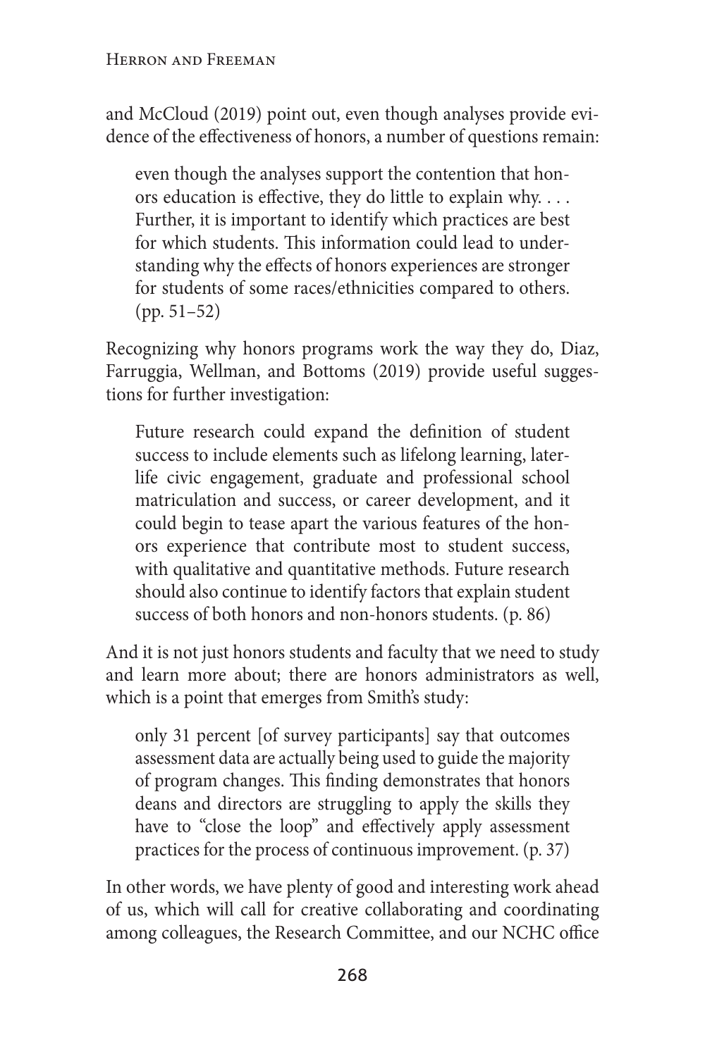and McCloud (2019) point out, even though analyses provide evidence of the effectiveness of honors, a number of questions remain:

> even though the analyses support the contention that honors education is effective, they do little to explain why. . . . Further, it is important to identify which practices are best for which students. This information could lead to understanding why the effects of honors experiences are stronger for students of some races/ethnicities compared to others. (pp. 51–52)

Recognizing why honors programs work the way they do, Diaz, Farruggia, Wellman, and Bottoms (2019) provide useful suggestions for further investigation:

> Future research could expand the definition of student success to include elements such as lifelong learning, later-life civic engagement, graduate and professional school matriculation and success, or career development, and it could begin to tease apart the various features of the honors experience that contribute most to student success, with qualitative and quantitative methods. Future research should also continue to identify factors that explain student success of both honors and non-honors students. (p. 86)

And it is not just honors students and faculty that we need to study and learn more about; there are honors administrators as well, which is a point that emerges from Smith's study:

> only 31 percent [of survey participants] say that outcomes assessment data are actually being used to guide the majority of program changes. This finding demonstrates that honors deans and directors are struggling to apply the skills they have to "close the loop" and effectively apply assessment practices for the process of continuous improvement. (p. 37)

In other words, we have plenty of good and interesting work ahead of us, which will call for creative collaborating and coordinating among colleagues, the Research Committee, and our NCHC office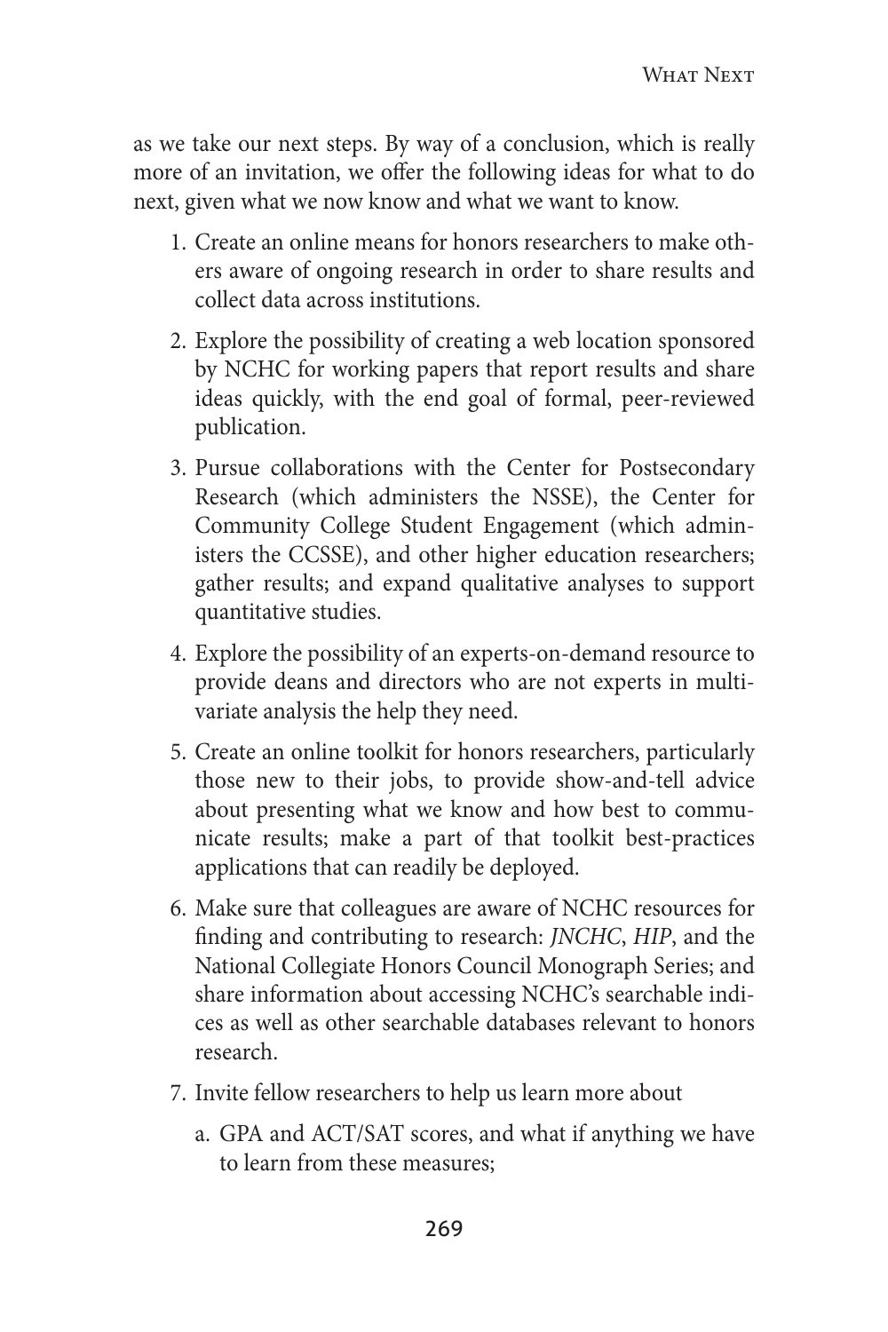as we take our next steps. By way of a conclusion, which is really more of an invitation, we offer the following ideas for what to do next, given what we now know and what we want to know.

1. Create an online means for honors researchers to make others aware of ongoing research in order to share results and collect data across institutions.
2. Explore the possibility of creating a web location sponsored by NCHC for working papers that report results and share ideas quickly, with the end goal of formal, peer-reviewed publication.
3. Pursue collaborations with the Center for Postsecondary Research (which administers the NSSE), the Center for Community College Student Engagement (which administers the CCSSE), and other higher education researchers; gather results; and expand qualitative analyses to support quantitative studies.
4. Explore the possibility of an experts-on-demand resource to provide deans and directors who are not experts in multivariate analysis the help they need.
5. Create an online toolkit for honors researchers, particularly those new to their jobs, to provide show-and-tell advice about presenting what we know and how best to communicate results; make a part of that toolkit best-practices applications that can readily be deployed.
6. Make sure that colleagues are aware of NCHC resources for finding and contributing to research: *JNCHC*, *HIP*, and the National Collegiate Honors Council Monograph Series; and share information about accessing NCHC's searchable indices as well as other searchable databases relevant to honors research.
7. Invite fellow researchers to help us learn more about
   a. GPA and ACT/SAT scores, and what if anything we have to learn from these measures;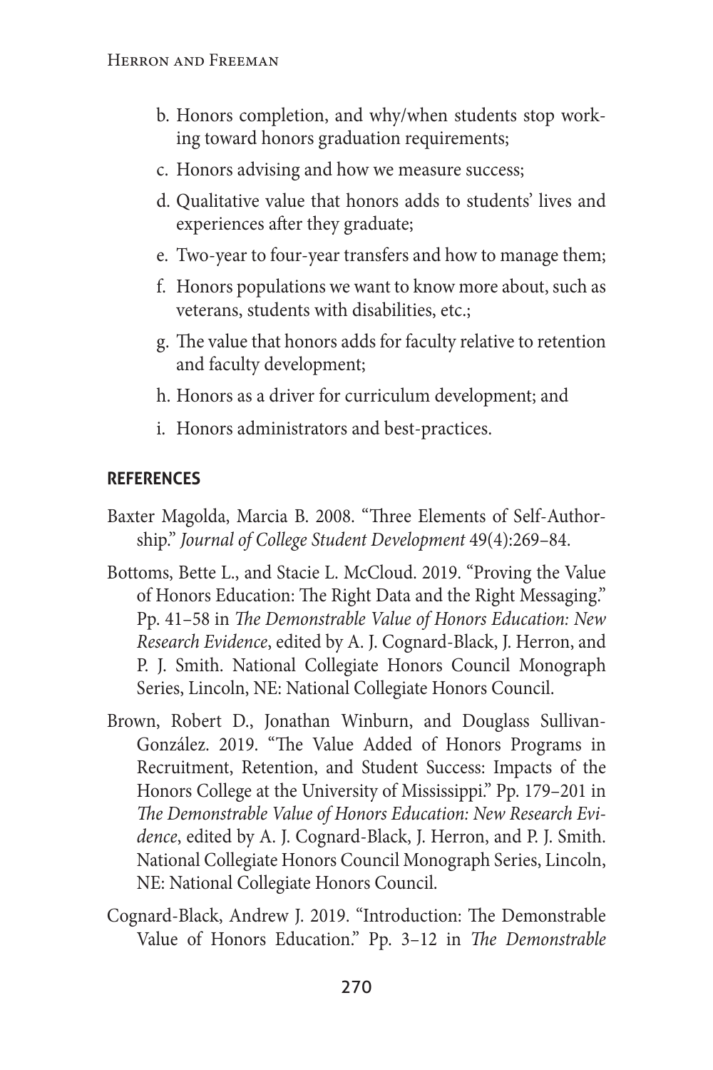b. Honors completion, and why/when students stop working toward honors graduation requirements;

c. Honors advising and how we measure success;

d. Qualitative value that honors adds to students' lives and experiences after they graduate;

e. Two-year to four-year transfers and how to manage them;

f. Honors populations we want to know more about, such as veterans, students with disabilities, etc.;

g. The value that honors adds for faculty relative to retention and faculty development;

h. Honors as a driver for curriculum development; and

i. Honors administrators and best-practices.

## REFERENCES

Baxter Magolda, Marcia B. 2008. "Three Elements of Self-Authorship." *Journal of College Student Development* 49(4):269–84.

Bottoms, Bette L., and Stacie L. McCloud. 2019. "Proving the Value of Honors Education: The Right Data and the Right Messaging." Pp. 41–58 in *The Demonstrable Value of Honors Education: New Research Evidence*, edited by A. J. Cognard-Black, J. Herron, and P. J. Smith. National Collegiate Honors Council Monograph Series, Lincoln, NE: National Collegiate Honors Council.

Brown, Robert D., Jonathan Winburn, and Douglass Sullivan-González. 2019. "The Value Added of Honors Programs in Recruitment, Retention, and Student Success: Impacts of the Honors College at the University of Mississippi." Pp. 179–201 in *The Demonstrable Value of Honors Education: New Research Evidence*, edited by A. J. Cognard-Black, J. Herron, and P. J. Smith. National Collegiate Honors Council Monograph Series, Lincoln, NE: National Collegiate Honors Council.

Cognard-Black, Andrew J. 2019. "Introduction: The Demonstrable Value of Honors Education." Pp. 3–12 in *The Demonstrable*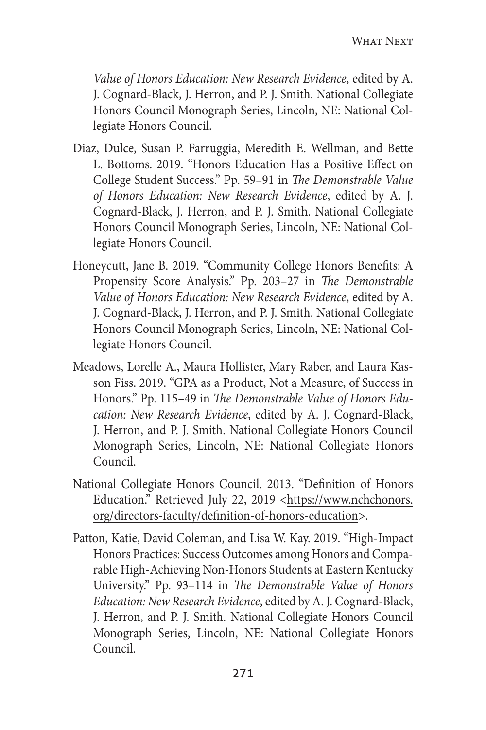*Value of Honors Education: New Research Evidence*, edited by A. J. Cognard-Black, J. Herron, and P. J. Smith. National Collegiate Honors Council Monograph Series, Lincoln, NE: National Collegiate Honors Council.

Diaz, Dulce, Susan P. Farruggia, Meredith E. Wellman, and Bette L. Bottoms. 2019. "Honors Education Has a Positive Effect on College Student Success." Pp. 59–91 in *The Demonstrable Value of Honors Education: New Research Evidence*, edited by A. J. Cognard-Black, J. Herron, and P. J. Smith. National Collegiate Honors Council Monograph Series, Lincoln, NE: National Collegiate Honors Council.

Honeycutt, Jane B. 2019. "Community College Honors Benefits: A Propensity Score Analysis." Pp. 203–27 in *The Demonstrable Value of Honors Education: New Research Evidence*, edited by A. J. Cognard-Black, J. Herron, and P. J. Smith. National Collegiate Honors Council Monograph Series, Lincoln, NE: National Collegiate Honors Council.

Meadows, Lorelle A., Maura Hollister, Mary Raber, and Laura Kasson Fiss. 2019. "GPA as a Product, Not a Measure, of Success in Honors." Pp. 115–49 in *The Demonstrable Value of Honors Education: New Research Evidence*, edited by A. J. Cognard-Black, J. Herron, and P. J. Smith. National Collegiate Honors Council Monograph Series, Lincoln, NE: National Collegiate Honors Council.

National Collegiate Honors Council. 2013. "Definition of Honors Education." Retrieved July 22, 2019 <https://www.nchchonors.org/directors-faculty/definition-of-honors-education>.

Patton, Katie, David Coleman, and Lisa W. Kay. 2019. "High-Impact Honors Practices: Success Outcomes among Honors and Comparable High-Achieving Non-Honors Students at Eastern Kentucky University." Pp. 93–114 in *The Demonstrable Value of Honors Education: New Research Evidence*, edited by A. J. Cognard-Black, J. Herron, and P. J. Smith. National Collegiate Honors Council Monograph Series, Lincoln, NE: National Collegiate Honors Council.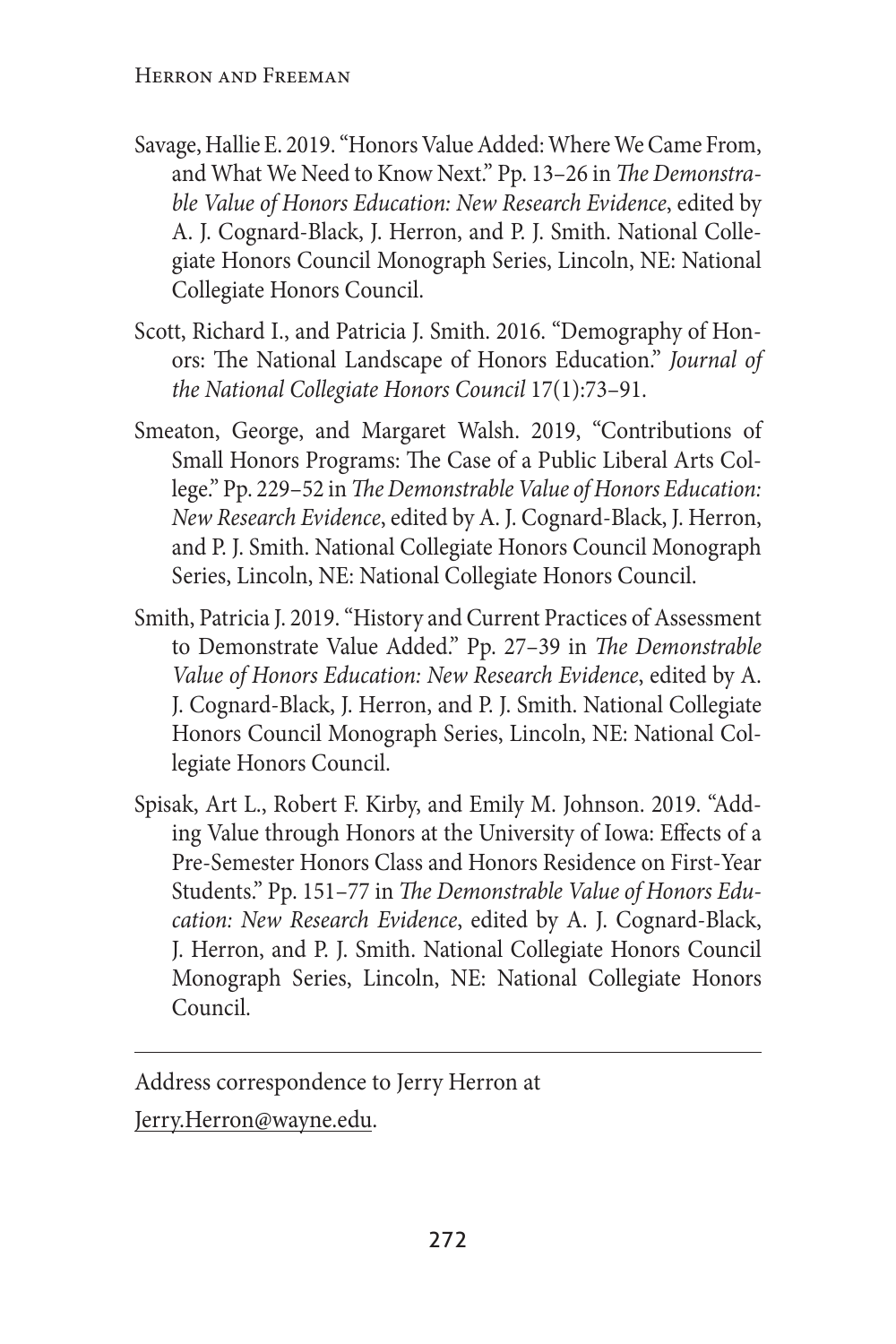Savage, Hallie E. 2019. "Honors Value Added: Where We Came From, and What We Need to Know Next." Pp. 13–26 in *The Demonstrable Value of Honors Education: New Research Evidence*, edited by A. J. Cognard-Black, J. Herron, and P. J. Smith. National Collegiate Honors Council Monograph Series, Lincoln, NE: National Collegiate Honors Council.

Scott, Richard I., and Patricia J. Smith. 2016. "Demography of Honors: The National Landscape of Honors Education." *Journal of the National Collegiate Honors Council* 17(1):73–91.

Smeaton, George, and Margaret Walsh. 2019, "Contributions of Small Honors Programs: The Case of a Public Liberal Arts College." Pp. 229–52 in *The Demonstrable Value of Honors Education: New Research Evidence*, edited by A. J. Cognard-Black, J. Herron, and P. J. Smith. National Collegiate Honors Council Monograph Series, Lincoln, NE: National Collegiate Honors Council.

Smith, Patricia J. 2019. "History and Current Practices of Assessment to Demonstrate Value Added." Pp. 27–39 in *The Demonstrable Value of Honors Education: New Research Evidence*, edited by A. J. Cognard-Black, J. Herron, and P. J. Smith. National Collegiate Honors Council Monograph Series, Lincoln, NE: National Collegiate Honors Council.

Spisak, Art L., Robert F. Kirby, and Emily M. Johnson. 2019. "Adding Value through Honors at the University of Iowa: Effects of a Pre-Semester Honors Class and Honors Residence on First-Year Students." Pp. 151–77 in *The Demonstrable Value of Honors Education: New Research Evidence*, edited by A. J. Cognard-Black, J. Herron, and P. J. Smith. National Collegiate Honors Council Monograph Series, Lincoln, NE: National Collegiate Honors Council.

---

Address correspondence to Jerry Herron at Jerry.Herron@wayne.edu.